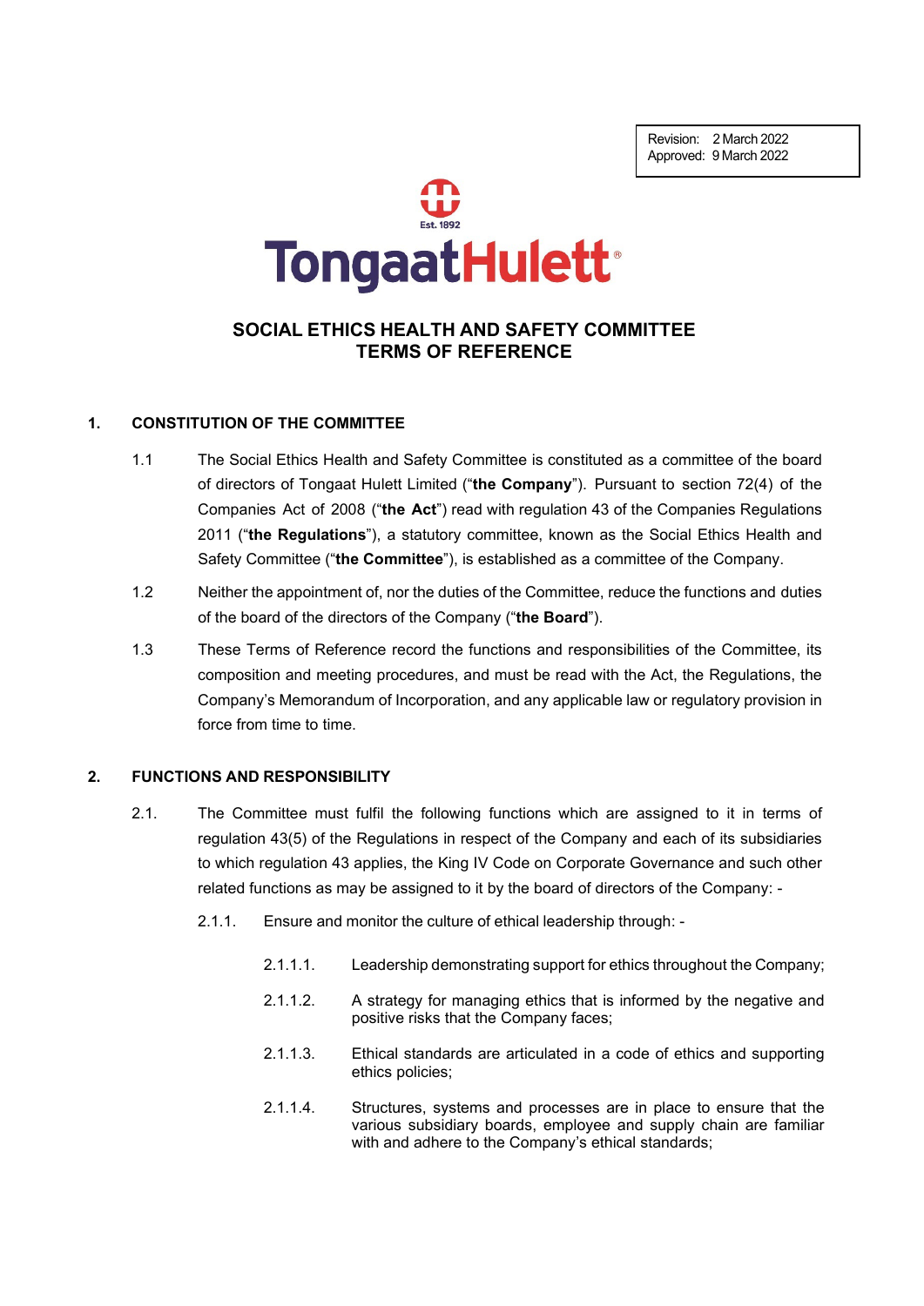Revision: 2 March 2022
Approved: 9 March 2022

TongaatHulett

# SOCIAL ETHICS HEALTH AND SAFETY COMMITTEE TERMS OF REFERENCE

## 1. CONSTITUTION OF THE COMMITTEE

1.1 The Social Ethics Health and Safety Committee is constituted as a committee of the board of directors of Tongaat Hulett Limited ("**the Company**"). Pursuant to section 72(4) of the Companies Act of 2008 ("**the Act**") read with regulation 43 of the Companies Regulations 2011 ("**the Regulations**"), a statutory committee, known as the Social Ethics Health and Safety Committee ("**the Committee**"), is established as a committee of the Company.

1.2 Neither the appointment of, nor the duties of the Committee, reduce the functions and duties of the board of the directors of the Company ("**the Board**").

1.3 These Terms of Reference record the functions and responsibilities of the Committee, its composition and meeting procedures, and must be read with the Act, the Regulations, the Company's Memorandum of Incorporation, and any applicable law or regulatory provision in force from time to time.

## 2. FUNCTIONS AND RESPONSIBILITY

2.1. The Committee must fulfil the following functions which are assigned to it in terms of regulation 43(5) of the Regulations in respect of the Company and each of its subsidiaries to which regulation 43 applies, the King IV Code on Corporate Governance and such other related functions as may be assigned to it by the board of directors of the Company: -

2.1.1. Ensure and monitor the culture of ethical leadership through: -

2.1.1.1. Leadership demonstrating support for ethics throughout the Company;

2.1.1.2. A strategy for managing ethics that is informed by the negative and positive risks that the Company faces;

2.1.1.3. Ethical standards are articulated in a code of ethics and supporting ethics policies;

2.1.1.4. Structures, systems and processes are in place to ensure that the various subsidiary boards, employee and supply chain are familiar with and adhere to the Company's ethical standards;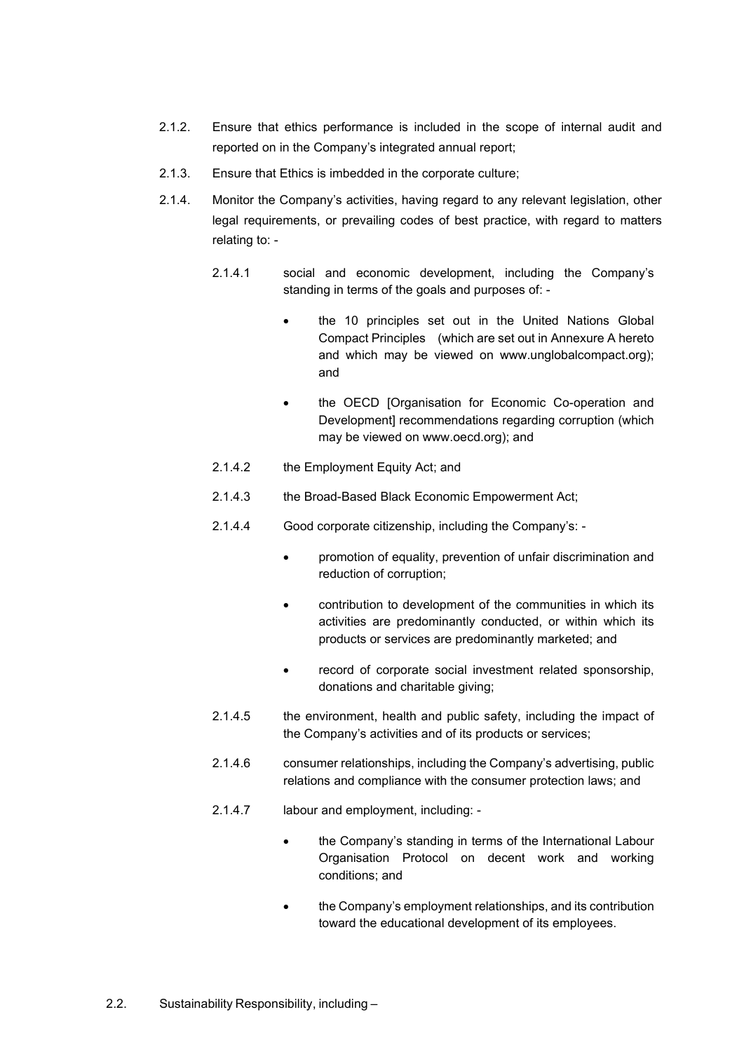2.1.2. Ensure that ethics performance is included in the scope of internal audit and reported on in the Company's integrated annual report;

2.1.3. Ensure that Ethics is imbedded in the corporate culture;

2.1.4. Monitor the Company's activities, having regard to any relevant legislation, other legal requirements, or prevailing codes of best practice, with regard to matters relating to: -

2.1.4.1 social and economic development, including the Company's standing in terms of the goals and purposes of: -

- the 10 principles set out in the United Nations Global Compact Principles (which are set out in Annexure A hereto and which may be viewed on www.unglobalcompact.org); and
- the OECD [Organisation for Economic Co-operation and Development] recommendations regarding corruption (which may be viewed on www.oecd.org); and

2.1.4.2 the Employment Equity Act; and

2.1.4.3 the Broad-Based Black Economic Empowerment Act;

2.1.4.4 Good corporate citizenship, including the Company's: -

- promotion of equality, prevention of unfair discrimination and reduction of corruption;
- contribution to development of the communities in which its activities are predominantly conducted, or within which its products or services are predominantly marketed; and
- record of corporate social investment related sponsorship, donations and charitable giving;

2.1.4.5 the environment, health and public safety, including the impact of the Company's activities and of its products or services;

2.1.4.6 consumer relationships, including the Company's advertising, public relations and compliance with the consumer protection laws; and

2.1.4.7 labour and employment, including: -

- the Company's standing in terms of the International Labour Organisation Protocol on decent work and working conditions; and
- the Company's employment relationships, and its contribution toward the educational development of its employees.

2.2. Sustainability Responsibility, including –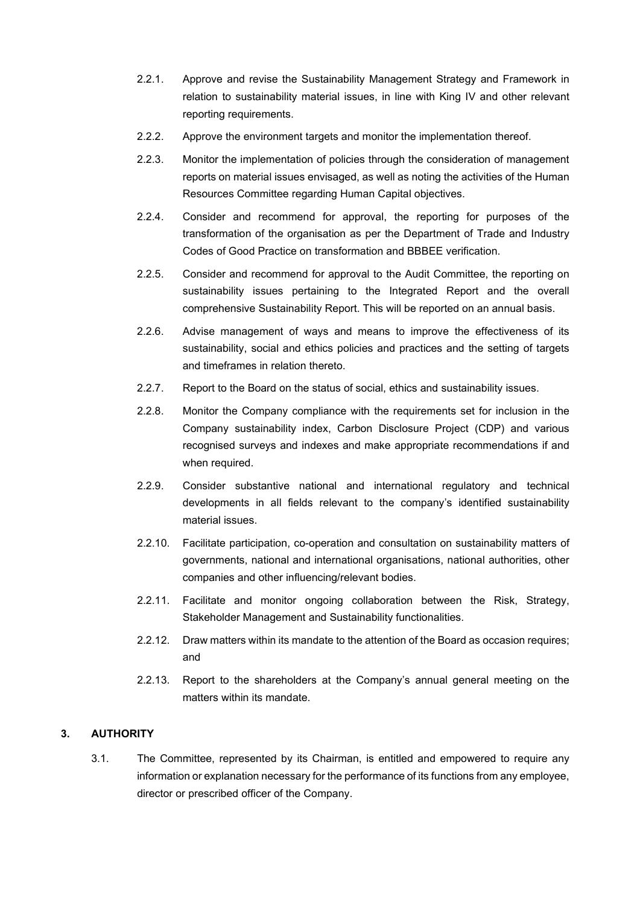2.2.1. Approve and revise the Sustainability Management Strategy and Framework in relation to sustainability material issues, in line with King IV and other relevant reporting requirements.

2.2.2. Approve the environment targets and monitor the implementation thereof.

2.2.3. Monitor the implementation of policies through the consideration of management reports on material issues envisaged, as well as noting the activities of the Human Resources Committee regarding Human Capital objectives.

2.2.4. Consider and recommend for approval, the reporting for purposes of the transformation of the organisation as per the Department of Trade and Industry Codes of Good Practice on transformation and BBBEE verification.

2.2.5. Consider and recommend for approval to the Audit Committee, the reporting on sustainability issues pertaining to the Integrated Report and the overall comprehensive Sustainability Report. This will be reported on an annual basis.

2.2.6. Advise management of ways and means to improve the effectiveness of its sustainability, social and ethics policies and practices and the setting of targets and timeframes in relation thereto.

2.2.7. Report to the Board on the status of social, ethics and sustainability issues.

2.2.8. Monitor the Company compliance with the requirements set for inclusion in the Company sustainability index, Carbon Disclosure Project (CDP) and various recognised surveys and indexes and make appropriate recommendations if and when required.

2.2.9. Consider substantive national and international regulatory and technical developments in all fields relevant to the company's identified sustainability material issues.

2.2.10. Facilitate participation, co-operation and consultation on sustainability matters of governments, national and international organisations, national authorities, other companies and other influencing/relevant bodies.

2.2.11. Facilitate and monitor ongoing collaboration between the Risk, Strategy, Stakeholder Management and Sustainability functionalities.

2.2.12. Draw matters within its mandate to the attention of the Board as occasion requires; and

2.2.13. Report to the shareholders at the Company's annual general meeting on the matters within its mandate.

## 3. AUTHORITY

3.1. The Committee, represented by its Chairman, is entitled and empowered to require any information or explanation necessary for the performance of its functions from any employee, director or prescribed officer of the Company.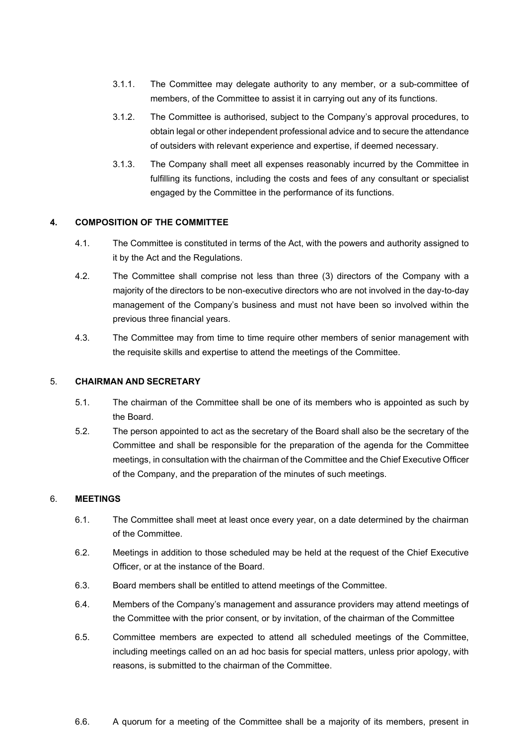3.1.1. The Committee may delegate authority to any member, or a sub-committee of members, of the Committee to assist it in carrying out any of its functions.

3.1.2. The Committee is authorised, subject to the Company's approval procedures, to obtain legal or other independent professional advice and to secure the attendance of outsiders with relevant experience and expertise, if deemed necessary.

3.1.3. The Company shall meet all expenses reasonably incurred by the Committee in fulfilling its functions, including the costs and fees of any consultant or specialist engaged by the Committee in the performance of its functions.

## 4. COMPOSITION OF THE COMMITTEE

4.1. The Committee is constituted in terms of the Act, with the powers and authority assigned to it by the Act and the Regulations.

4.2. The Committee shall comprise not less than three (3) directors of the Company with a majority of the directors to be non-executive directors who are not involved in the day-to-day management of the Company's business and must not have been so involved within the previous three financial years.

4.3. The Committee may from time to time require other members of senior management with the requisite skills and expertise to attend the meetings of the Committee.

## 5. CHAIRMAN AND SECRETARY

5.1. The chairman of the Committee shall be one of its members who is appointed as such by the Board.

5.2. The person appointed to act as the secretary of the Board shall also be the secretary of the Committee and shall be responsible for the preparation of the agenda for the Committee meetings, in consultation with the chairman of the Committee and the Chief Executive Officer of the Company, and the preparation of the minutes of such meetings.

## 6. MEETINGS

6.1. The Committee shall meet at least once every year, on a date determined by the chairman of the Committee.

6.2. Meetings in addition to those scheduled may be held at the request of the Chief Executive Officer, or at the instance of the Board.

6.3. Board members shall be entitled to attend meetings of the Committee.

6.4. Members of the Company's management and assurance providers may attend meetings of the Committee with the prior consent, or by invitation, of the chairman of the Committee

6.5. Committee members are expected to attend all scheduled meetings of the Committee, including meetings called on an ad hoc basis for special matters, unless prior apology, with reasons, is submitted to the chairman of the Committee.

6.6. A quorum for a meeting of the Committee shall be a majority of its members, present in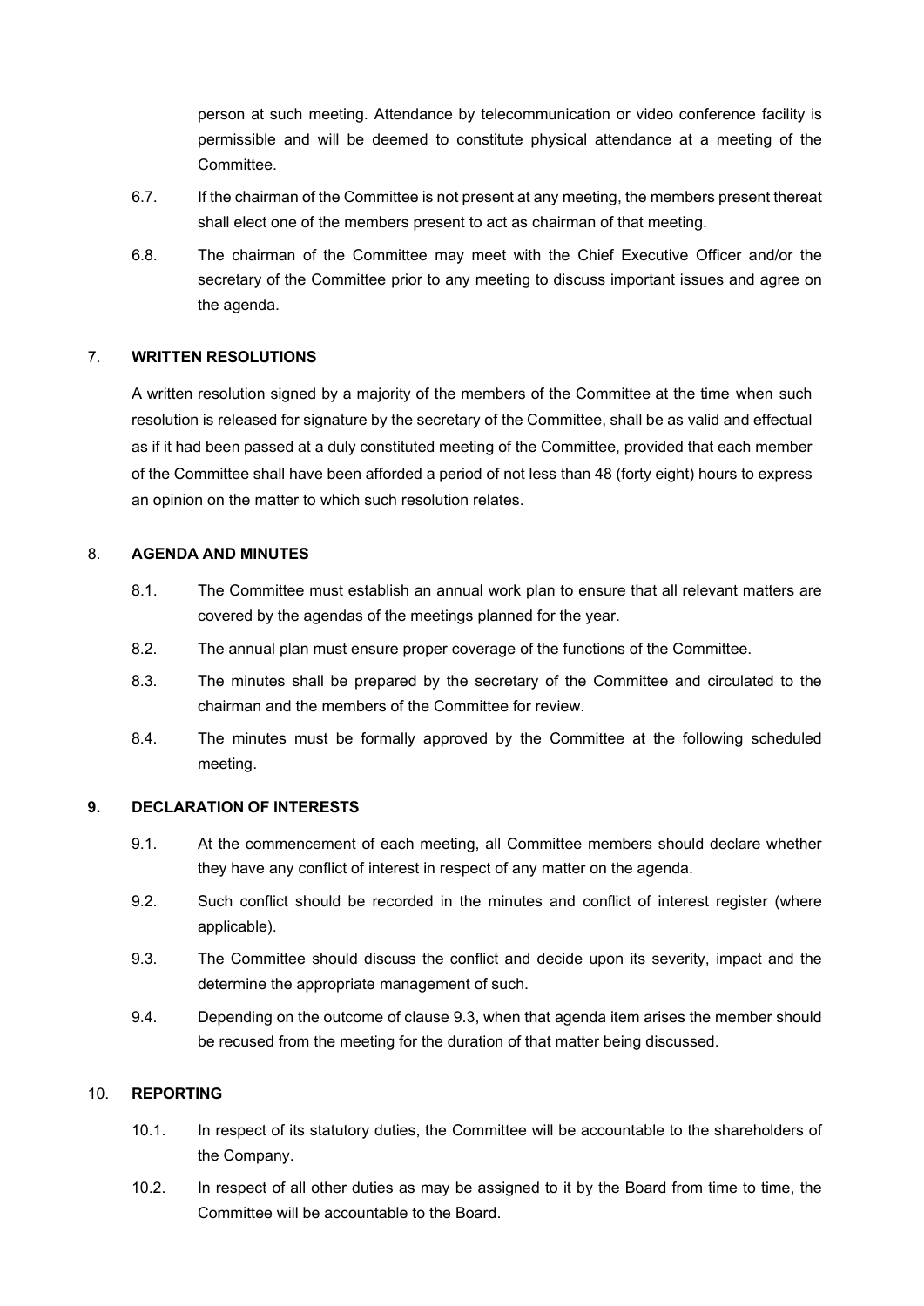person at such meeting. Attendance by telecommunication or video conference facility is permissible and will be deemed to constitute physical attendance at a meeting of the Committee.

6.7. If the chairman of the Committee is not present at any meeting, the members present thereat shall elect one of the members present to act as chairman of that meeting.

6.8. The chairman of the Committee may meet with the Chief Executive Officer and/or the secretary of the Committee prior to any meeting to discuss important issues and agree on the agenda.

## 7. WRITTEN RESOLUTIONS

A written resolution signed by a majority of the members of the Committee at the time when such resolution is released for signature by the secretary of the Committee, shall be as valid and effectual as if it had been passed at a duly constituted meeting of the Committee, provided that each member of the Committee shall have been afforded a period of not less than 48 (forty eight) hours to express an opinion on the matter to which such resolution relates.

## 8. AGENDA AND MINUTES

8.1. The Committee must establish an annual work plan to ensure that all relevant matters are covered by the agendas of the meetings planned for the year.

8.2. The annual plan must ensure proper coverage of the functions of the Committee.

8.3. The minutes shall be prepared by the secretary of the Committee and circulated to the chairman and the members of the Committee for review.

8.4. The minutes must be formally approved by the Committee at the following scheduled meeting.

## 9. DECLARATION OF INTERESTS

9.1. At the commencement of each meeting, all Committee members should declare whether they have any conflict of interest in respect of any matter on the agenda.

9.2. Such conflict should be recorded in the minutes and conflict of interest register (where applicable).

9.3. The Committee should discuss the conflict and decide upon its severity, impact and the determine the appropriate management of such.

9.4. Depending on the outcome of clause 9.3, when that agenda item arises the member should be recused from the meeting for the duration of that matter being discussed.

## 10. REPORTING

10.1. In respect of its statutory duties, the Committee will be accountable to the shareholders of the Company.

10.2. In respect of all other duties as may be assigned to it by the Board from time to time, the Committee will be accountable to the Board.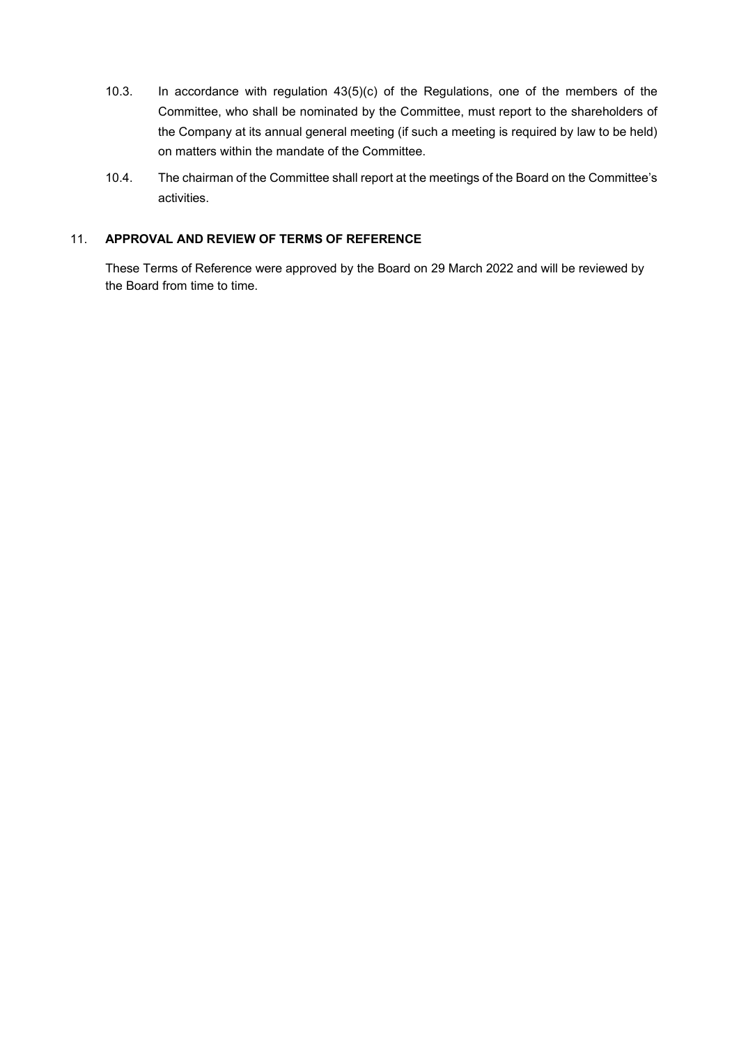10.3. In accordance with regulation 43(5)(c) of the Regulations, one of the members of the Committee, who shall be nominated by the Committee, must report to the shareholders of the Company at its annual general meeting (if such a meeting is required by law to be held) on matters within the mandate of the Committee.

10.4. The chairman of the Committee shall report at the meetings of the Board on the Committee's activities.

## 11. APPROVAL AND REVIEW OF TERMS OF REFERENCE

These Terms of Reference were approved by the Board on 29 March 2022 and will be reviewed by the Board from time to time.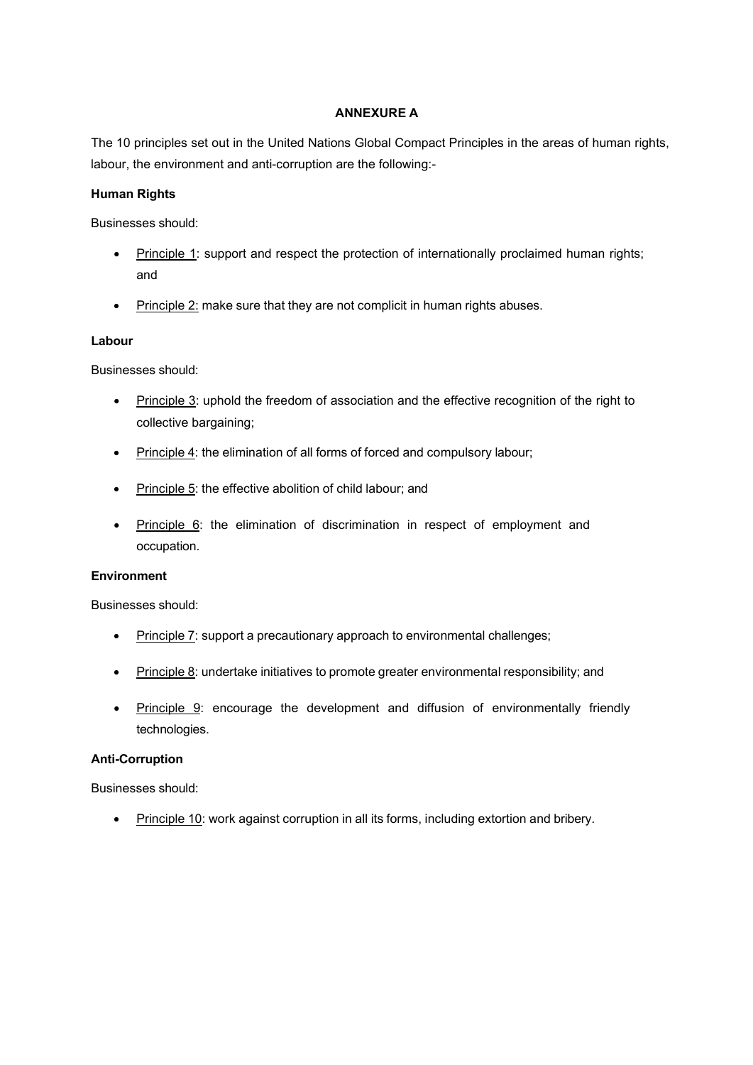## ANNEXURE A

The 10 principles set out in the United Nations Global Compact Principles in the areas of human rights, labour, the environment and anti-corruption are the following:-

**Human Rights**

Businesses should:

- Principle 1: support and respect the protection of internationally proclaimed human rights; and
- Principle 2: make sure that they are not complicit in human rights abuses.

**Labour**

Businesses should:

- Principle 3: uphold the freedom of association and the effective recognition of the right to collective bargaining;
- Principle 4: the elimination of all forms of forced and compulsory labour;
- Principle 5: the effective abolition of child labour; and
- Principle 6: the elimination of discrimination in respect of employment and occupation.

**Environment**

Businesses should:

- Principle 7: support a precautionary approach to environmental challenges;
- Principle 8: undertake initiatives to promote greater environmental responsibility; and
- Principle 9: encourage the development and diffusion of environmentally friendly technologies.

**Anti-Corruption**

Businesses should:

- Principle 10: work against corruption in all its forms, including extortion and bribery.